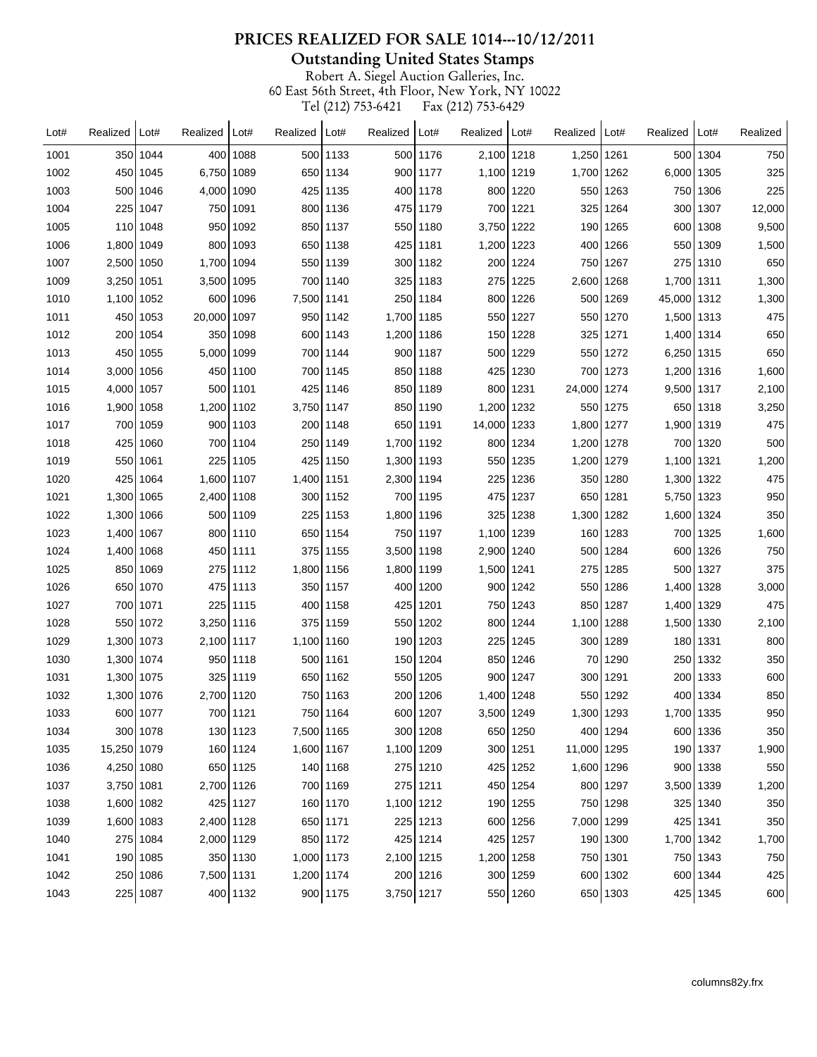# PRICES REALIZED FOR SALE 1014---10/12/2011

## Outstanding United States Stamps

Robert A. Siegel Auction Galleries, Inc.
60 East 56th Street, 4th Floor, New York, NY 10022
Tel (212) 753-6421 Fax (212) 753-6429

| Lot# | Realized | Lot# | Realized | Lot# | Realized | Lot# | Realized | Lot# | Realized | Lot# | Realized | Lot# | Realized | Lot# | Realized |
|---|---|---|---|---|---|---|---|---|---|---|---|---|---|---|---|
| 1001 | 350 | 1044 | 400 | 1088 | 500 | 1133 | 500 | 1176 | 2,100 | 1218 | 1,250 | 1261 | 500 | 1304 | 750 |
| 1002 | 450 | 1045 | 6,750 | 1089 | 650 | 1134 | 900 | 1177 | 1,100 | 1219 | 1,700 | 1262 | 6,000 | 1305 | 325 |
| 1003 | 500 | 1046 | 4,000 | 1090 | 425 | 1135 | 400 | 1178 | 800 | 1220 | 550 | 1263 | 750 | 1306 | 225 |
| 1004 | 225 | 1047 | 750 | 1091 | 800 | 1136 | 475 | 1179 | 700 | 1221 | 325 | 1264 | 300 | 1307 | 12,000 |
| 1005 | 110 | 1048 | 950 | 1092 | 850 | 1137 | 550 | 1180 | 3,750 | 1222 | 190 | 1265 | 600 | 1308 | 9,500 |
| 1006 | 1,800 | 1049 | 800 | 1093 | 650 | 1138 | 425 | 1181 | 1,200 | 1223 | 400 | 1266 | 550 | 1309 | 1,500 |
| 1007 | 2,500 | 1050 | 1,700 | 1094 | 550 | 1139 | 300 | 1182 | 200 | 1224 | 750 | 1267 | 275 | 1310 | 650 |
| 1009 | 3,250 | 1051 | 3,500 | 1095 | 700 | 1140 | 325 | 1183 | 275 | 1225 | 2,600 | 1268 | 1,700 | 1311 | 1,300 |
| 1010 | 1,100 | 1052 | 600 | 1096 | 7,500 | 1141 | 250 | 1184 | 800 | 1226 | 500 | 1269 | 45,000 | 1312 | 1,300 |
| 1011 | 450 | 1053 | 20,000 | 1097 | 950 | 1142 | 1,700 | 1185 | 550 | 1227 | 550 | 1270 | 1,500 | 1313 | 475 |
| 1012 | 200 | 1054 | 350 | 1098 | 600 | 1143 | 1,200 | 1186 | 150 | 1228 | 325 | 1271 | 1,400 | 1314 | 650 |
| 1013 | 450 | 1055 | 5,000 | 1099 | 700 | 1144 | 900 | 1187 | 500 | 1229 | 550 | 1272 | 6,250 | 1315 | 650 |
| 1014 | 3,000 | 1056 | 450 | 1100 | 700 | 1145 | 850 | 1188 | 425 | 1230 | 700 | 1273 | 1,200 | 1316 | 1,600 |
| 1015 | 4,000 | 1057 | 500 | 1101 | 425 | 1146 | 850 | 1189 | 800 | 1231 | 24,000 | 1274 | 9,500 | 1317 | 2,100 |
| 1016 | 1,900 | 1058 | 1,200 | 1102 | 3,750 | 1147 | 850 | 1190 | 1,200 | 1232 | 550 | 1275 | 650 | 1318 | 3,250 |
| 1017 | 700 | 1059 | 900 | 1103 | 200 | 1148 | 650 | 1191 | 14,000 | 1233 | 1,800 | 1277 | 1,900 | 1319 | 475 |
| 1018 | 425 | 1060 | 700 | 1104 | 250 | 1149 | 1,700 | 1192 | 800 | 1234 | 1,200 | 1278 | 700 | 1320 | 500 |
| 1019 | 550 | 1061 | 225 | 1105 | 425 | 1150 | 1,300 | 1193 | 550 | 1235 | 1,200 | 1279 | 1,100 | 1321 | 1,200 |
| 1020 | 425 | 1064 | 1,600 | 1107 | 1,400 | 1151 | 2,300 | 1194 | 225 | 1236 | 350 | 1280 | 1,300 | 1322 | 475 |
| 1021 | 1,300 | 1065 | 2,400 | 1108 | 300 | 1152 | 700 | 1195 | 475 | 1237 | 650 | 1281 | 5,750 | 1323 | 950 |
| 1022 | 1,300 | 1066 | 500 | 1109 | 225 | 1153 | 1,800 | 1196 | 325 | 1238 | 1,300 | 1282 | 1,600 | 1324 | 350 |
| 1023 | 1,400 | 1067 | 800 | 1110 | 650 | 1154 | 750 | 1197 | 1,100 | 1239 | 160 | 1283 | 700 | 1325 | 1,600 |
| 1024 | 1,400 | 1068 | 450 | 1111 | 375 | 1155 | 3,500 | 1198 | 2,900 | 1240 | 500 | 1284 | 600 | 1326 | 750 |
| 1025 | 850 | 1069 | 275 | 1112 | 1,800 | 1156 | 1,800 | 1199 | 1,500 | 1241 | 275 | 1285 | 500 | 1327 | 375 |
| 1026 | 650 | 1070 | 475 | 1113 | 350 | 1157 | 400 | 1200 | 900 | 1242 | 550 | 1286 | 1,400 | 1328 | 3,000 |
| 1027 | 700 | 1071 | 225 | 1115 | 400 | 1158 | 425 | 1201 | 750 | 1243 | 850 | 1287 | 1,400 | 1329 | 475 |
| 1028 | 550 | 1072 | 3,250 | 1116 | 375 | 1159 | 550 | 1202 | 800 | 1244 | 1,100 | 1288 | 1,500 | 1330 | 2,100 |
| 1029 | 1,300 | 1073 | 2,100 | 1117 | 1,100 | 1160 | 190 | 1203 | 225 | 1245 | 300 | 1289 | 180 | 1331 | 800 |
| 1030 | 1,300 | 1074 | 950 | 1118 | 500 | 1161 | 150 | 1204 | 850 | 1246 | 70 | 1290 | 250 | 1332 | 350 |
| 1031 | 1,300 | 1075 | 325 | 1119 | 650 | 1162 | 550 | 1205 | 900 | 1247 | 300 | 1291 | 200 | 1333 | 600 |
| 1032 | 1,300 | 1076 | 2,700 | 1120 | 750 | 1163 | 200 | 1206 | 1,400 | 1248 | 550 | 1292 | 400 | 1334 | 850 |
| 1033 | 600 | 1077 | 700 | 1121 | 750 | 1164 | 600 | 1207 | 3,500 | 1249 | 1,300 | 1293 | 1,700 | 1335 | 950 |
| 1034 | 300 | 1078 | 130 | 1123 | 7,500 | 1165 | 300 | 1208 | 650 | 1250 | 400 | 1294 | 600 | 1336 | 350 |
| 1035 | 15,250 | 1079 | 160 | 1124 | 1,600 | 1167 | 1,100 | 1209 | 300 | 1251 | 11,000 | 1295 | 190 | 1337 | 1,900 |
| 1036 | 4,250 | 1080 | 650 | 1125 | 140 | 1168 | 275 | 1210 | 425 | 1252 | 1,600 | 1296 | 900 | 1338 | 550 |
| 1037 | 3,750 | 1081 | 2,700 | 1126 | 700 | 1169 | 275 | 1211 | 450 | 1254 | 800 | 1297 | 3,500 | 1339 | 1,200 |
| 1038 | 1,600 | 1082 | 425 | 1127 | 160 | 1170 | 1,100 | 1212 | 190 | 1255 | 750 | 1298 | 325 | 1340 | 350 |
| 1039 | 1,600 | 1083 | 2,400 | 1128 | 650 | 1171 | 225 | 1213 | 600 | 1256 | 7,000 | 1299 | 425 | 1341 | 350 |
| 1040 | 275 | 1084 | 2,000 | 1129 | 850 | 1172 | 425 | 1214 | 425 | 1257 | 190 | 1300 | 1,700 | 1342 | 1,700 |
| 1041 | 190 | 1085 | 350 | 1130 | 1,000 | 1173 | 2,100 | 1215 | 1,200 | 1258 | 750 | 1301 | 750 | 1343 | 750 |
| 1042 | 250 | 1086 | 7,500 | 1131 | 1,200 | 1174 | 200 | 1216 | 300 | 1259 | 600 | 1302 | 600 | 1344 | 425 |
| 1043 | 225 | 1087 | 400 | 1132 | 900 | 1175 | 3,750 | 1217 | 550 | 1260 | 650 | 1303 | 425 | 1345 | 600 |

columns82y.frx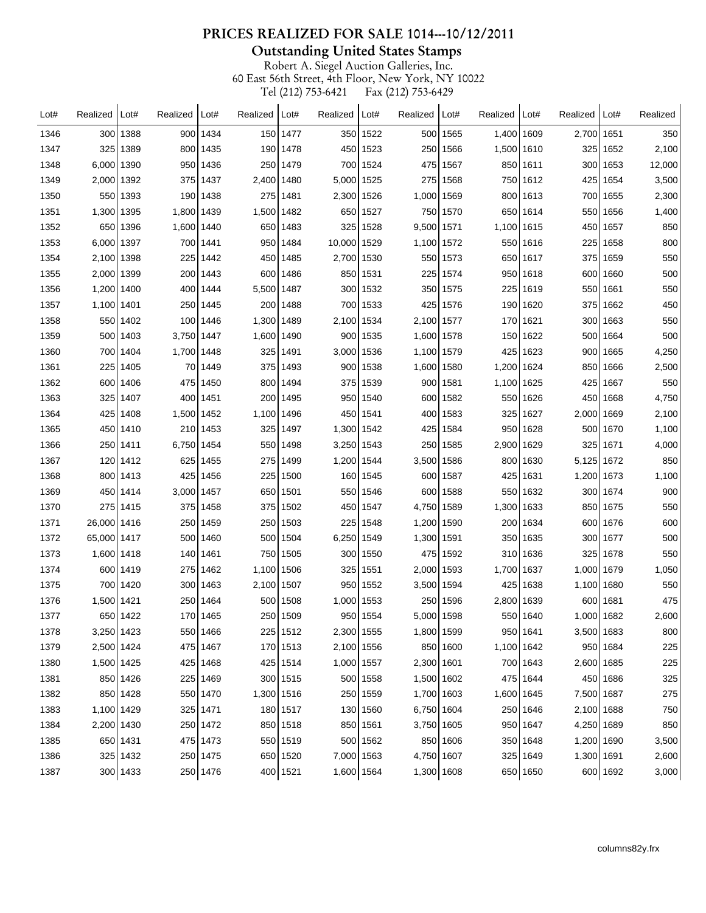# PRICES REALIZED FOR SALE 1014---10/12/2011

## Outstanding United States Stamps

Robert A. Siegel Auction Galleries, Inc.
60 East 56th Street, 4th Floor, New York, NY 10022
Tel (212) 753-6421 Fax (212) 753-6429

| Lot# | Realized | Lot# | Realized | Lot# | Realized | Lot# | Realized | Lot# | Realized | Lot# | Realized | Lot# | Realized | Lot# | Realized |
|---|---|---|---|---|---|---|---|---|---|---|---|---|---|---|---|
| 1346 | 300 | 1388 | 900 | 1434 | 150 | 1477 | 350 | 1522 | 500 | 1565 | 1,400 | 1609 | 2,700 | 1651 | 350 |
| 1347 | 325 | 1389 | 800 | 1435 | 190 | 1478 | 450 | 1523 | 250 | 1566 | 1,500 | 1610 | 325 | 1652 | 2,100 |
| 1348 | 6,000 | 1390 | 950 | 1436 | 250 | 1479 | 700 | 1524 | 475 | 1567 | 850 | 1611 | 300 | 1653 | 12,000 |
| 1349 | 2,000 | 1392 | 375 | 1437 | 2,400 | 1480 | 5,000 | 1525 | 275 | 1568 | 750 | 1612 | 425 | 1654 | 3,500 |
| 1350 | 550 | 1393 | 190 | 1438 | 275 | 1481 | 2,300 | 1526 | 1,000 | 1569 | 800 | 1613 | 700 | 1655 | 2,300 |
| 1351 | 1,300 | 1395 | 1,800 | 1439 | 1,500 | 1482 | 650 | 1527 | 750 | 1570 | 650 | 1614 | 550 | 1656 | 1,400 |
| 1352 | 650 | 1396 | 1,600 | 1440 | 650 | 1483 | 325 | 1528 | 9,500 | 1571 | 1,100 | 1615 | 450 | 1657 | 850 |
| 1353 | 6,000 | 1397 | 700 | 1441 | 950 | 1484 | 10,000 | 1529 | 1,100 | 1572 | 550 | 1616 | 225 | 1658 | 800 |
| 1354 | 2,100 | 1398 | 225 | 1442 | 450 | 1485 | 2,700 | 1530 | 550 | 1573 | 650 | 1617 | 375 | 1659 | 550 |
| 1355 | 2,000 | 1399 | 200 | 1443 | 600 | 1486 | 850 | 1531 | 225 | 1574 | 950 | 1618 | 600 | 1660 | 500 |
| 1356 | 1,200 | 1400 | 400 | 1444 | 5,500 | 1487 | 300 | 1532 | 350 | 1575 | 225 | 1619 | 550 | 1661 | 550 |
| 1357 | 1,100 | 1401 | 250 | 1445 | 200 | 1488 | 700 | 1533 | 425 | 1576 | 190 | 1620 | 375 | 1662 | 450 |
| 1358 | 550 | 1402 | 100 | 1446 | 1,300 | 1489 | 2,100 | 1534 | 2,100 | 1577 | 170 | 1621 | 300 | 1663 | 550 |
| 1359 | 500 | 1403 | 3,750 | 1447 | 1,600 | 1490 | 900 | 1535 | 1,600 | 1578 | 150 | 1622 | 500 | 1664 | 500 |
| 1360 | 700 | 1404 | 1,700 | 1448 | 325 | 1491 | 3,000 | 1536 | 1,100 | 1579 | 425 | 1623 | 900 | 1665 | 4,250 |
| 1361 | 225 | 1405 | 70 | 1449 | 375 | 1493 | 900 | 1538 | 1,600 | 1580 | 1,200 | 1624 | 850 | 1666 | 2,500 |
| 1362 | 600 | 1406 | 475 | 1450 | 800 | 1494 | 375 | 1539 | 900 | 1581 | 1,100 | 1625 | 425 | 1667 | 550 |
| 1363 | 325 | 1407 | 400 | 1451 | 200 | 1495 | 950 | 1540 | 600 | 1582 | 550 | 1626 | 450 | 1668 | 4,750 |
| 1364 | 425 | 1408 | 1,500 | 1452 | 1,100 | 1496 | 450 | 1541 | 400 | 1583 | 325 | 1627 | 2,000 | 1669 | 2,100 |
| 1365 | 450 | 1410 | 210 | 1453 | 325 | 1497 | 1,300 | 1542 | 425 | 1584 | 950 | 1628 | 500 | 1670 | 1,100 |
| 1366 | 250 | 1411 | 6,750 | 1454 | 550 | 1498 | 3,250 | 1543 | 250 | 1585 | 2,900 | 1629 | 325 | 1671 | 4,000 |
| 1367 | 120 | 1412 | 625 | 1455 | 275 | 1499 | 1,200 | 1544 | 3,500 | 1586 | 800 | 1630 | 5,125 | 1672 | 850 |
| 1368 | 800 | 1413 | 425 | 1456 | 225 | 1500 | 160 | 1545 | 600 | 1587 | 425 | 1631 | 1,200 | 1673 | 1,100 |
| 1369 | 450 | 1414 | 3,000 | 1457 | 650 | 1501 | 550 | 1546 | 600 | 1588 | 550 | 1632 | 300 | 1674 | 900 |
| 1370 | 275 | 1415 | 375 | 1458 | 375 | 1502 | 450 | 1547 | 4,750 | 1589 | 1,300 | 1633 | 850 | 1675 | 550 |
| 1371 | 26,000 | 1416 | 250 | 1459 | 250 | 1503 | 225 | 1548 | 1,200 | 1590 | 200 | 1634 | 600 | 1676 | 600 |
| 1372 | 65,000 | 1417 | 500 | 1460 | 500 | 1504 | 6,250 | 1549 | 1,300 | 1591 | 350 | 1635 | 300 | 1677 | 500 |
| 1373 | 1,600 | 1418 | 140 | 1461 | 750 | 1505 | 300 | 1550 | 475 | 1592 | 310 | 1636 | 325 | 1678 | 550 |
| 1374 | 600 | 1419 | 275 | 1462 | 1,100 | 1506 | 325 | 1551 | 2,000 | 1593 | 1,700 | 1637 | 1,000 | 1679 | 1,050 |
| 1375 | 700 | 1420 | 300 | 1463 | 2,100 | 1507 | 950 | 1552 | 3,500 | 1594 | 425 | 1638 | 1,100 | 1680 | 550 |
| 1376 | 1,500 | 1421 | 250 | 1464 | 500 | 1508 | 1,000 | 1553 | 250 | 1596 | 2,800 | 1639 | 600 | 1681 | 475 |
| 1377 | 650 | 1422 | 170 | 1465 | 250 | 1509 | 950 | 1554 | 5,000 | 1598 | 550 | 1640 | 1,000 | 1682 | 2,600 |
| 1378 | 3,250 | 1423 | 550 | 1466 | 225 | 1512 | 2,300 | 1555 | 1,800 | 1599 | 950 | 1641 | 3,500 | 1683 | 800 |
| 1379 | 2,500 | 1424 | 475 | 1467 | 170 | 1513 | 2,100 | 1556 | 850 | 1600 | 1,100 | 1642 | 950 | 1684 | 225 |
| 1380 | 1,500 | 1425 | 425 | 1468 | 425 | 1514 | 1,000 | 1557 | 2,300 | 1601 | 700 | 1643 | 2,600 | 1685 | 225 |
| 1381 | 850 | 1426 | 225 | 1469 | 300 | 1515 | 500 | 1558 | 1,500 | 1602 | 475 | 1644 | 450 | 1686 | 325 |
| 1382 | 850 | 1428 | 550 | 1470 | 1,300 | 1516 | 250 | 1559 | 1,700 | 1603 | 1,600 | 1645 | 7,500 | 1687 | 275 |
| 1383 | 1,100 | 1429 | 325 | 1471 | 180 | 1517 | 130 | 1560 | 6,750 | 1604 | 250 | 1646 | 2,100 | 1688 | 750 |
| 1384 | 2,200 | 1430 | 250 | 1472 | 850 | 1518 | 850 | 1561 | 3,750 | 1605 | 950 | 1647 | 4,250 | 1689 | 850 |
| 1385 | 650 | 1431 | 475 | 1473 | 550 | 1519 | 500 | 1562 | 850 | 1606 | 350 | 1648 | 1,200 | 1690 | 3,500 |
| 1386 | 325 | 1432 | 250 | 1475 | 650 | 1520 | 7,000 | 1563 | 4,750 | 1607 | 325 | 1649 | 1,300 | 1691 | 2,600 |
| 1387 | 300 | 1433 | 250 | 1476 | 400 | 1521 | 1,600 | 1564 | 1,300 | 1608 | 650 | 1650 | 600 | 1692 | 3,000 |

columns82y.frx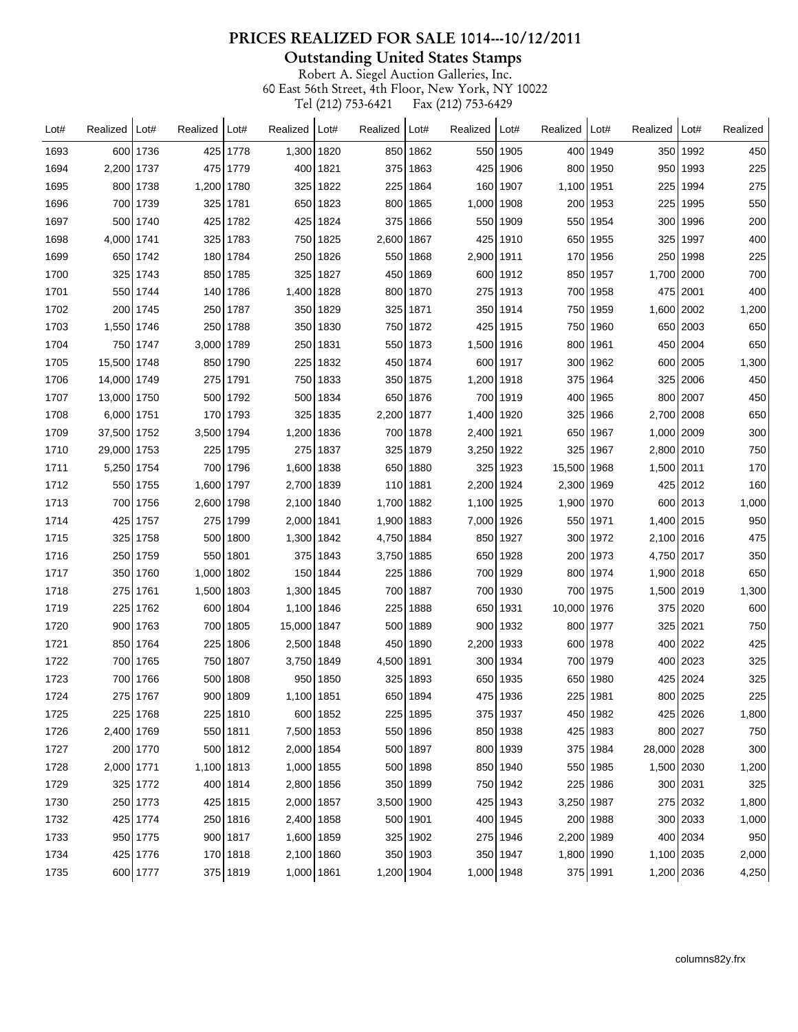# PRICES REALIZED FOR SALE 1014---10/12/2011

## Outstanding United States Stamps

Robert A. Siegel Auction Galleries, Inc.
60 East 56th Street, 4th Floor, New York, NY 10022
Tel (212) 753-6421 Fax (212) 753-6429

| Lot# | Realized | Lot# | Realized | Lot# | Realized | Lot# | Realized | Lot# | Realized | Lot# | Realized | Lot# | Realized | Lot# | Realized | Lot# | Realized |
|---|---|---|---|---|---|---|---|---|---|---|---|---|---|---|---|---|---|
| 1693 | 600 | 1736 | 425 | 1778 | 1,300 | 1820 | 850 | 1862 | 550 | 1905 | 400 | 1949 | 350 | 1992 | 450 |
| 1694 | 2,200 | 1737 | 475 | 1779 | 400 | 1821 | 375 | 1863 | 425 | 1906 | 800 | 1950 | 950 | 1993 | 225 |
| 1695 | 800 | 1738 | 1,200 | 1780 | 325 | 1822 | 225 | 1864 | 160 | 1907 | 1,100 | 1951 | 225 | 1994 | 275 |
| 1696 | 700 | 1739 | 325 | 1781 | 650 | 1823 | 800 | 1865 | 1,000 | 1908 | 200 | 1953 | 225 | 1995 | 550 |
| 1697 | 500 | 1740 | 425 | 1782 | 425 | 1824 | 375 | 1866 | 550 | 1909 | 550 | 1954 | 300 | 1996 | 200 |
| 1698 | 4,000 | 1741 | 325 | 1783 | 750 | 1825 | 2,600 | 1867 | 425 | 1910 | 650 | 1955 | 325 | 1997 | 400 |
| 1699 | 650 | 1742 | 180 | 1784 | 250 | 1826 | 550 | 1868 | 2,900 | 1911 | 170 | 1956 | 250 | 1998 | 225 |
| 1700 | 325 | 1743 | 850 | 1785 | 325 | 1827 | 450 | 1869 | 600 | 1912 | 850 | 1957 | 1,700 | 2000 | 700 |
| 1701 | 550 | 1744 | 140 | 1786 | 1,400 | 1828 | 800 | 1870 | 275 | 1913 | 700 | 1958 | 475 | 2001 | 400 |
| 1702 | 200 | 1745 | 250 | 1787 | 350 | 1829 | 325 | 1871 | 350 | 1914 | 750 | 1959 | 1,600 | 2002 | 1,200 |
| 1703 | 1,550 | 1746 | 250 | 1788 | 350 | 1830 | 750 | 1872 | 425 | 1915 | 750 | 1960 | 650 | 2003 | 650 |
| 1704 | 750 | 1747 | 3,000 | 1789 | 250 | 1831 | 550 | 1873 | 1,500 | 1916 | 800 | 1961 | 450 | 2004 | 650 |
| 1705 | 15,500 | 1748 | 850 | 1790 | 225 | 1832 | 450 | 1874 | 600 | 1917 | 300 | 1962 | 600 | 2005 | 1,300 |
| 1706 | 14,000 | 1749 | 275 | 1791 | 750 | 1833 | 350 | 1875 | 1,200 | 1918 | 375 | 1964 | 325 | 2006 | 450 |
| 1707 | 13,000 | 1750 | 500 | 1792 | 500 | 1834 | 650 | 1876 | 700 | 1919 | 400 | 1965 | 800 | 2007 | 450 |
| 1708 | 6,000 | 1751 | 170 | 1793 | 325 | 1835 | 2,200 | 1877 | 1,400 | 1920 | 325 | 1966 | 2,700 | 2008 | 650 |
| 1709 | 37,500 | 1752 | 3,500 | 1794 | 1,200 | 1836 | 700 | 1878 | 2,400 | 1921 | 650 | 1967 | 1,000 | 2009 | 300 |
| 1710 | 29,000 | 1753 | 225 | 1795 | 275 | 1837 | 325 | 1879 | 3,250 | 1922 | 325 | 1967 | 2,800 | 2010 | 750 |
| 1711 | 5,250 | 1754 | 700 | 1796 | 1,600 | 1838 | 650 | 1880 | 325 | 1923 | 15,500 | 1968 | 1,500 | 2011 | 170 |
| 1712 | 550 | 1755 | 1,600 | 1797 | 2,700 | 1839 | 110 | 1881 | 2,200 | 1924 | 2,300 | 1969 | 425 | 2012 | 160 |
| 1713 | 700 | 1756 | 2,600 | 1798 | 2,100 | 1840 | 1,700 | 1882 | 1,100 | 1925 | 1,900 | 1970 | 600 | 2013 | 1,000 |
| 1714 | 425 | 1757 | 275 | 1799 | 2,000 | 1841 | 1,900 | 1883 | 7,000 | 1926 | 550 | 1971 | 1,400 | 2015 | 950 |
| 1715 | 325 | 1758 | 500 | 1800 | 1,300 | 1842 | 4,750 | 1884 | 850 | 1927 | 300 | 1972 | 2,100 | 2016 | 475 |
| 1716 | 250 | 1759 | 550 | 1801 | 375 | 1843 | 3,750 | 1885 | 650 | 1928 | 200 | 1973 | 4,750 | 2017 | 350 |
| 1717 | 350 | 1760 | 1,000 | 1802 | 150 | 1844 | 225 | 1886 | 700 | 1929 | 800 | 1974 | 1,900 | 2018 | 650 |
| 1718 | 275 | 1761 | 1,500 | 1803 | 1,300 | 1845 | 700 | 1887 | 700 | 1930 | 700 | 1975 | 1,500 | 2019 | 1,300 |
| 1719 | 225 | 1762 | 600 | 1804 | 1,100 | 1846 | 225 | 1888 | 650 | 1931 | 10,000 | 1976 | 375 | 2020 | 600 |
| 1720 | 900 | 1763 | 700 | 1805 | 15,000 | 1847 | 500 | 1889 | 900 | 1932 | 800 | 1977 | 325 | 2021 | 750 |
| 1721 | 850 | 1764 | 225 | 1806 | 2,500 | 1848 | 450 | 1890 | 2,200 | 1933 | 600 | 1978 | 400 | 2022 | 425 |
| 1722 | 700 | 1765 | 750 | 1807 | 3,750 | 1849 | 4,500 | 1891 | 300 | 1934 | 700 | 1979 | 400 | 2023 | 325 |
| 1723 | 700 | 1766 | 500 | 1808 | 950 | 1850 | 325 | 1893 | 650 | 1935 | 650 | 1980 | 425 | 2024 | 325 |
| 1724 | 275 | 1767 | 900 | 1809 | 1,100 | 1851 | 650 | 1894 | 475 | 1936 | 225 | 1981 | 800 | 2025 | 225 |
| 1725 | 225 | 1768 | 225 | 1810 | 600 | 1852 | 225 | 1895 | 375 | 1937 | 450 | 1982 | 425 | 2026 | 1,800 |
| 1726 | 2,400 | 1769 | 550 | 1811 | 7,500 | 1853 | 550 | 1896 | 850 | 1938 | 425 | 1983 | 800 | 2027 | 750 |
| 1727 | 200 | 1770 | 500 | 1812 | 2,000 | 1854 | 500 | 1897 | 800 | 1939 | 375 | 1984 | 28,000 | 2028 | 300 |
| 1728 | 2,000 | 1771 | 1,100 | 1813 | 1,000 | 1855 | 500 | 1898 | 850 | 1940 | 550 | 1985 | 1,500 | 2030 | 1,200 |
| 1729 | 325 | 1772 | 400 | 1814 | 2,800 | 1856 | 350 | 1899 | 750 | 1942 | 225 | 1986 | 300 | 2031 | 325 |
| 1730 | 250 | 1773 | 425 | 1815 | 2,000 | 1857 | 3,500 | 1900 | 425 | 1943 | 3,250 | 1987 | 275 | 2032 | 1,800 |
| 1732 | 425 | 1774 | 250 | 1816 | 2,400 | 1858 | 500 | 1901 | 400 | 1945 | 200 | 1988 | 300 | 2033 | 1,000 |
| 1733 | 950 | 1775 | 900 | 1817 | 1,600 | 1859 | 325 | 1902 | 275 | 1946 | 2,200 | 1989 | 400 | 2034 | 950 |
| 1734 | 425 | 1776 | 170 | 1818 | 2,100 | 1860 | 350 | 1903 | 350 | 1947 | 1,800 | 1990 | 1,100 | 2035 | 2,000 |
| 1735 | 600 | 1777 | 375 | 1819 | 1,000 | 1861 | 1,200 | 1904 | 1,000 | 1948 | 375 | 1991 | 1,200 | 2036 | 4,250 |

columns82y.frx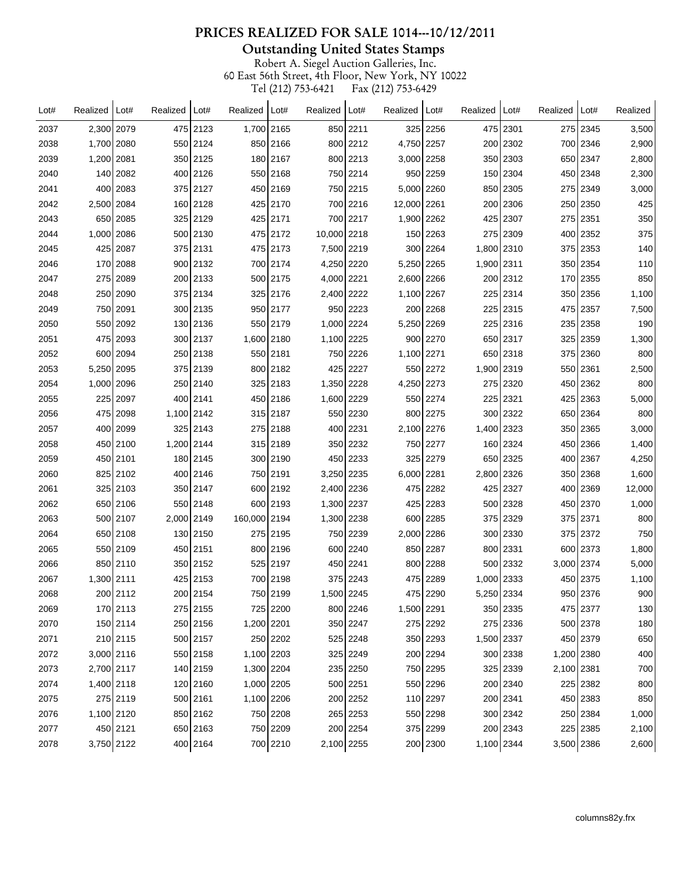# PRICES REALIZED FOR SALE 1014---10/12/2011

## Outstanding United States Stamps

Robert A. Siegel Auction Galleries, Inc.
60 East 56th Street, 4th Floor, New York, NY 10022
Tel (212) 753-6421 Fax (212) 753-6429

| Lot# | Realized | Lot# | Realized | Lot# | Realized | Lot# | Realized | Lot# | Realized | Lot# | Realized | Lot# | Realized | Lot# | Realized |
|---|---|---|---|---|---|---|---|---|---|---|---|---|---|---|---|
| 2037 | 2,300 | 2079 | 475 | 2123 | 1,700 | 2165 | 850 | 2211 | 325 | 2256 | 475 | 2301 | 275 | 2345 | 3,500 |
| 2038 | 1,700 | 2080 | 550 | 2124 | 850 | 2166 | 800 | 2212 | 4,750 | 2257 | 200 | 2302 | 700 | 2346 | 2,900 |
| 2039 | 1,200 | 2081 | 350 | 2125 | 180 | 2167 | 800 | 2213 | 3,000 | 2258 | 350 | 2303 | 650 | 2347 | 2,800 |
| 2040 | 140 | 2082 | 400 | 2126 | 550 | 2168 | 750 | 2214 | 950 | 2259 | 150 | 2304 | 450 | 2348 | 2,300 |
| 2041 | 400 | 2083 | 375 | 2127 | 450 | 2169 | 750 | 2215 | 5,000 | 2260 | 850 | 2305 | 275 | 2349 | 3,000 |
| 2042 | 2,500 | 2084 | 160 | 2128 | 425 | 2170 | 700 | 2216 | 12,000 | 2261 | 200 | 2306 | 250 | 2350 | 425 |
| 2043 | 650 | 2085 | 325 | 2129 | 425 | 2171 | 700 | 2217 | 1,900 | 2262 | 425 | 2307 | 275 | 2351 | 350 |
| 2044 | 1,000 | 2086 | 500 | 2130 | 475 | 2172 | 10,000 | 2218 | 150 | 2263 | 275 | 2309 | 400 | 2352 | 375 |
| 2045 | 425 | 2087 | 375 | 2131 | 475 | 2173 | 7,500 | 2219 | 300 | 2264 | 1,800 | 2310 | 375 | 2353 | 140 |
| 2046 | 170 | 2088 | 900 | 2132 | 700 | 2174 | 4,250 | 2220 | 5,250 | 2265 | 1,900 | 2311 | 350 | 2354 | 110 |
| 2047 | 275 | 2089 | 200 | 2133 | 500 | 2175 | 4,000 | 2221 | 2,600 | 2266 | 200 | 2312 | 170 | 2355 | 850 |
| 2048 | 250 | 2090 | 375 | 2134 | 325 | 2176 | 2,400 | 2222 | 1,100 | 2267 | 225 | 2314 | 350 | 2356 | 1,100 |
| 2049 | 750 | 2091 | 300 | 2135 | 950 | 2177 | 950 | 2223 | 200 | 2268 | 225 | 2315 | 475 | 2357 | 7,500 |
| 2050 | 550 | 2092 | 130 | 2136 | 550 | 2179 | 1,000 | 2224 | 5,250 | 2269 | 225 | 2316 | 235 | 2358 | 190 |
| 2051 | 475 | 2093 | 300 | 2137 | 1,600 | 2180 | 1,100 | 2225 | 900 | 2270 | 650 | 2317 | 325 | 2359 | 1,300 |
| 2052 | 600 | 2094 | 250 | 2138 | 550 | 2181 | 750 | 2226 | 1,100 | 2271 | 650 | 2318 | 375 | 2360 | 800 |
| 2053 | 5,250 | 2095 | 375 | 2139 | 800 | 2182 | 425 | 2227 | 550 | 2272 | 1,900 | 2319 | 550 | 2361 | 2,500 |
| 2054 | 1,000 | 2096 | 250 | 2140 | 325 | 2183 | 1,350 | 2228 | 4,250 | 2273 | 275 | 2320 | 450 | 2362 | 800 |
| 2055 | 225 | 2097 | 400 | 2141 | 450 | 2186 | 1,600 | 2229 | 550 | 2274 | 225 | 2321 | 425 | 2363 | 5,000 |
| 2056 | 475 | 2098 | 1,100 | 2142 | 315 | 2187 | 550 | 2230 | 800 | 2275 | 300 | 2322 | 650 | 2364 | 800 |
| 2057 | 400 | 2099 | 325 | 2143 | 275 | 2188 | 400 | 2231 | 2,100 | 2276 | 1,400 | 2323 | 350 | 2365 | 3,000 |
| 2058 | 450 | 2100 | 1,200 | 2144 | 315 | 2189 | 350 | 2232 | 750 | 2277 | 160 | 2324 | 450 | 2366 | 1,400 |
| 2059 | 450 | 2101 | 180 | 2145 | 300 | 2190 | 450 | 2233 | 325 | 2279 | 650 | 2325 | 400 | 2367 | 4,250 |
| 2060 | 825 | 2102 | 400 | 2146 | 750 | 2191 | 3,250 | 2235 | 6,000 | 2281 | 2,800 | 2326 | 350 | 2368 | 1,600 |
| 2061 | 325 | 2103 | 350 | 2147 | 600 | 2192 | 2,400 | 2236 | 475 | 2282 | 425 | 2327 | 400 | 2369 | 12,000 |
| 2062 | 650 | 2106 | 550 | 2148 | 600 | 2193 | 1,300 | 2237 | 425 | 2283 | 500 | 2328 | 450 | 2370 | 1,000 |
| 2063 | 500 | 2107 | 2,000 | 2149 | 160,000 | 2194 | 1,300 | 2238 | 600 | 2285 | 375 | 2329 | 375 | 2371 | 800 |
| 2064 | 650 | 2108 | 130 | 2150 | 275 | 2195 | 750 | 2239 | 2,000 | 2286 | 300 | 2330 | 375 | 2372 | 750 |
| 2065 | 550 | 2109 | 450 | 2151 | 800 | 2196 | 600 | 2240 | 850 | 2287 | 800 | 2331 | 600 | 2373 | 1,800 |
| 2066 | 850 | 2110 | 350 | 2152 | 525 | 2197 | 450 | 2241 | 800 | 2288 | 500 | 2332 | 3,000 | 2374 | 5,000 |
| 2067 | 1,300 | 2111 | 425 | 2153 | 700 | 2198 | 375 | 2243 | 475 | 2289 | 1,000 | 2333 | 450 | 2375 | 1,100 |
| 2068 | 200 | 2112 | 200 | 2154 | 750 | 2199 | 1,500 | 2245 | 475 | 2290 | 5,250 | 2334 | 950 | 2376 | 900 |
| 2069 | 170 | 2113 | 275 | 2155 | 725 | 2200 | 800 | 2246 | 1,500 | 2291 | 350 | 2335 | 475 | 2377 | 130 |
| 2070 | 150 | 2114 | 250 | 2156 | 1,200 | 2201 | 350 | 2247 | 275 | 2292 | 275 | 2336 | 500 | 2378 | 180 |
| 2071 | 210 | 2115 | 500 | 2157 | 250 | 2202 | 525 | 2248 | 350 | 2293 | 1,500 | 2337 | 450 | 2379 | 650 |
| 2072 | 3,000 | 2116 | 550 | 2158 | 1,100 | 2203 | 325 | 2249 | 200 | 2294 | 300 | 2338 | 1,200 | 2380 | 400 |
| 2073 | 2,700 | 2117 | 140 | 2159 | 1,300 | 2204 | 235 | 2250 | 750 | 2295 | 325 | 2339 | 2,100 | 2381 | 700 |
| 2074 | 1,400 | 2118 | 120 | 2160 | 1,000 | 2205 | 500 | 2251 | 550 | 2296 | 200 | 2340 | 225 | 2382 | 800 |
| 2075 | 275 | 2119 | 500 | 2161 | 1,100 | 2206 | 200 | 2252 | 110 | 2297 | 200 | 2341 | 450 | 2383 | 850 |
| 2076 | 1,100 | 2120 | 850 | 2162 | 750 | 2208 | 265 | 2253 | 550 | 2298 | 300 | 2342 | 250 | 2384 | 1,000 |
| 2077 | 450 | 2121 | 650 | 2163 | 750 | 2209 | 200 | 2254 | 375 | 2299 | 200 | 2343 | 225 | 2385 | 2,100 |
| 2078 | 3,750 | 2122 | 400 | 2164 | 700 | 2210 | 2,100 | 2255 | 200 | 2300 | 1,100 | 2344 | 3,500 | 2386 | 2,600 |

columns82y.frx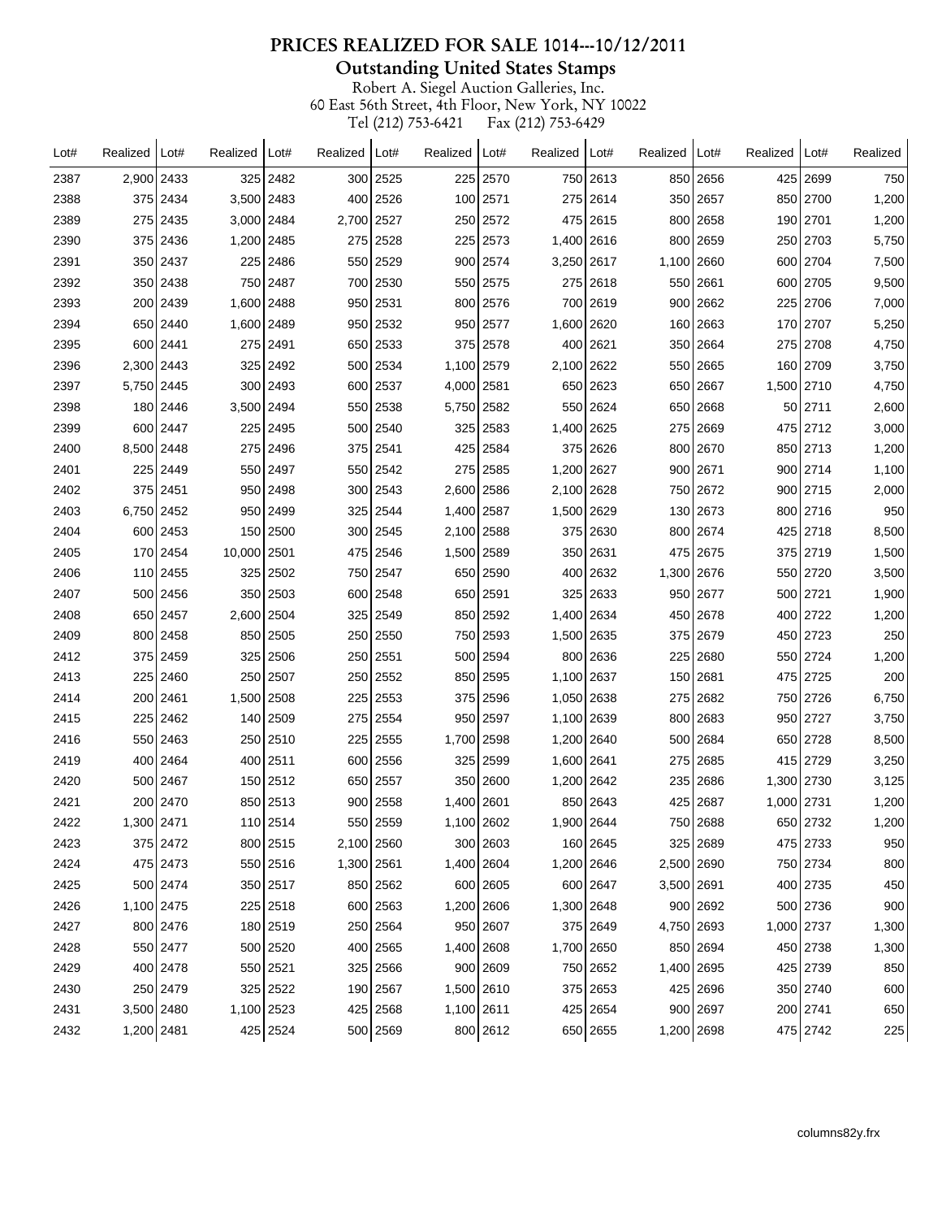# PRICES REALIZED FOR SALE 1014---10/12/2011

## Outstanding United States Stamps

Robert A. Siegel Auction Galleries, Inc.
60 East 56th Street, 4th Floor, New York, NY 10022
Tel (212) 753-6421 Fax (212) 753-6429

| Lot# | Realized | Lot# | Realized | Lot# | Realized | Lot# | Realized | Lot# | Realized | Lot# | Realized | Lot# | Realized | Lot# | Realized |
|---|---|---|---|---|---|---|---|---|---|---|---|---|---|---|---|
| 2387 | 2,900 | 2433 | 325 | 2482 | 300 | 2525 | 225 | 2570 | 750 | 2613 | 850 | 2656 | 425 | 2699 | 750 |
| 2388 | 375 | 2434 | 3,500 | 2483 | 400 | 2526 | 100 | 2571 | 275 | 2614 | 350 | 2657 | 850 | 2700 | 1,200 |
| 2389 | 275 | 2435 | 3,000 | 2484 | 2,700 | 2527 | 250 | 2572 | 475 | 2615 | 800 | 2658 | 190 | 2701 | 1,200 |
| 2390 | 375 | 2436 | 1,200 | 2485 | 275 | 2528 | 225 | 2573 | 1,400 | 2616 | 800 | 2659 | 250 | 2703 | 5,750 |
| 2391 | 350 | 2437 | 225 | 2486 | 550 | 2529 | 900 | 2574 | 3,250 | 2617 | 1,100 | 2660 | 600 | 2704 | 7,500 |
| 2392 | 350 | 2438 | 750 | 2487 | 700 | 2530 | 550 | 2575 | 275 | 2618 | 550 | 2661 | 600 | 2705 | 9,500 |
| 2393 | 200 | 2439 | 1,600 | 2488 | 950 | 2531 | 800 | 2576 | 700 | 2619 | 900 | 2662 | 225 | 2706 | 7,000 |
| 2394 | 650 | 2440 | 1,600 | 2489 | 950 | 2532 | 950 | 2577 | 1,600 | 2620 | 160 | 2663 | 170 | 2707 | 5,250 |
| 2395 | 600 | 2441 | 275 | 2491 | 650 | 2533 | 375 | 2578 | 400 | 2621 | 350 | 2664 | 275 | 2708 | 4,750 |
| 2396 | 2,300 | 2443 | 325 | 2492 | 500 | 2534 | 1,100 | 2579 | 2,100 | 2622 | 550 | 2665 | 160 | 2709 | 3,750 |
| 2397 | 5,750 | 2445 | 300 | 2493 | 600 | 2537 | 4,000 | 2581 | 650 | 2623 | 650 | 2667 | 1,500 | 2710 | 4,750 |
| 2398 | 180 | 2446 | 3,500 | 2494 | 550 | 2538 | 5,750 | 2582 | 550 | 2624 | 650 | 2668 | 50 | 2711 | 2,600 |
| 2399 | 600 | 2447 | 225 | 2495 | 500 | 2540 | 325 | 2583 | 1,400 | 2625 | 275 | 2669 | 475 | 2712 | 3,000 |
| 2400 | 8,500 | 2448 | 275 | 2496 | 375 | 2541 | 425 | 2584 | 375 | 2626 | 800 | 2670 | 850 | 2713 | 1,200 |
| 2401 | 225 | 2449 | 550 | 2497 | 550 | 2542 | 275 | 2585 | 1,200 | 2627 | 900 | 2671 | 900 | 2714 | 1,100 |
| 2402 | 375 | 2451 | 950 | 2498 | 300 | 2543 | 2,600 | 2586 | 2,100 | 2628 | 750 | 2672 | 900 | 2715 | 2,000 |
| 2403 | 6,750 | 2452 | 950 | 2499 | 325 | 2544 | 1,400 | 2587 | 1,500 | 2629 | 130 | 2673 | 800 | 2716 | 950 |
| 2404 | 600 | 2453 | 150 | 2500 | 300 | 2545 | 2,100 | 2588 | 375 | 2630 | 800 | 2674 | 425 | 2718 | 8,500 |
| 2405 | 170 | 2454 | 10,000 | 2501 | 475 | 2546 | 1,500 | 2589 | 350 | 2631 | 475 | 2675 | 375 | 2719 | 1,500 |
| 2406 | 110 | 2455 | 325 | 2502 | 750 | 2547 | 650 | 2590 | 400 | 2632 | 1,300 | 2676 | 550 | 2720 | 3,500 |
| 2407 | 500 | 2456 | 350 | 2503 | 600 | 2548 | 650 | 2591 | 325 | 2633 | 950 | 2677 | 500 | 2721 | 1,900 |
| 2408 | 650 | 2457 | 2,600 | 2504 | 325 | 2549 | 850 | 2592 | 1,400 | 2634 | 450 | 2678 | 400 | 2722 | 1,200 |
| 2409 | 800 | 2458 | 850 | 2505 | 250 | 2550 | 750 | 2593 | 1,500 | 2635 | 375 | 2679 | 450 | 2723 | 250 |
| 2412 | 375 | 2459 | 325 | 2506 | 250 | 2551 | 500 | 2594 | 800 | 2636 | 225 | 2680 | 550 | 2724 | 1,200 |
| 2413 | 225 | 2460 | 250 | 2507 | 250 | 2552 | 850 | 2595 | 1,100 | 2637 | 150 | 2681 | 475 | 2725 | 200 |
| 2414 | 200 | 2461 | 1,500 | 2508 | 225 | 2553 | 375 | 2596 | 1,050 | 2638 | 275 | 2682 | 750 | 2726 | 6,750 |
| 2415 | 225 | 2462 | 140 | 2509 | 275 | 2554 | 950 | 2597 | 1,100 | 2639 | 800 | 2683 | 950 | 2727 | 3,750 |
| 2416 | 550 | 2463 | 250 | 2510 | 225 | 2555 | 1,700 | 2598 | 1,200 | 2640 | 500 | 2684 | 650 | 2728 | 8,500 |
| 2419 | 400 | 2464 | 400 | 2511 | 600 | 2556 | 325 | 2599 | 1,600 | 2641 | 275 | 2685 | 415 | 2729 | 3,250 |
| 2420 | 500 | 2467 | 150 | 2512 | 650 | 2557 | 350 | 2600 | 1,200 | 2642 | 235 | 2686 | 1,300 | 2730 | 3,125 |
| 2421 | 200 | 2470 | 850 | 2513 | 900 | 2558 | 1,400 | 2601 | 850 | 2643 | 425 | 2687 | 1,000 | 2731 | 1,200 |
| 2422 | 1,300 | 2471 | 110 | 2514 | 550 | 2559 | 1,100 | 2602 | 1,900 | 2644 | 750 | 2688 | 650 | 2732 | 1,200 |
| 2423 | 375 | 2472 | 800 | 2515 | 2,100 | 2560 | 300 | 2603 | 160 | 2645 | 325 | 2689 | 475 | 2733 | 950 |
| 2424 | 475 | 2473 | 550 | 2516 | 1,300 | 2561 | 1,400 | 2604 | 1,200 | 2646 | 2,500 | 2690 | 750 | 2734 | 800 |
| 2425 | 500 | 2474 | 350 | 2517 | 850 | 2562 | 600 | 2605 | 600 | 2647 | 3,500 | 2691 | 400 | 2735 | 450 |
| 2426 | 1,100 | 2475 | 225 | 2518 | 600 | 2563 | 1,200 | 2606 | 1,300 | 2648 | 900 | 2692 | 500 | 2736 | 900 |
| 2427 | 800 | 2476 | 180 | 2519 | 250 | 2564 | 950 | 2607 | 375 | 2649 | 4,750 | 2693 | 1,000 | 2737 | 1,300 |
| 2428 | 550 | 2477 | 500 | 2520 | 400 | 2565 | 1,400 | 2608 | 1,700 | 2650 | 850 | 2694 | 450 | 2738 | 1,300 |
| 2429 | 400 | 2478 | 550 | 2521 | 325 | 2566 | 900 | 2609 | 750 | 2652 | 1,400 | 2695 | 425 | 2739 | 850 |
| 2430 | 250 | 2479 | 325 | 2522 | 190 | 2567 | 1,500 | 2610 | 375 | 2653 | 425 | 2696 | 350 | 2740 | 600 |
| 2431 | 3,500 | 2480 | 1,100 | 2523 | 425 | 2568 | 1,100 | 2611 | 425 | 2654 | 900 | 2697 | 200 | 2741 | 650 |
| 2432 | 1,200 | 2481 | 425 | 2524 | 500 | 2569 | 800 | 2612 | 650 | 2655 | 1,200 | 2698 | 475 | 2742 | 225 |

columns82y.frx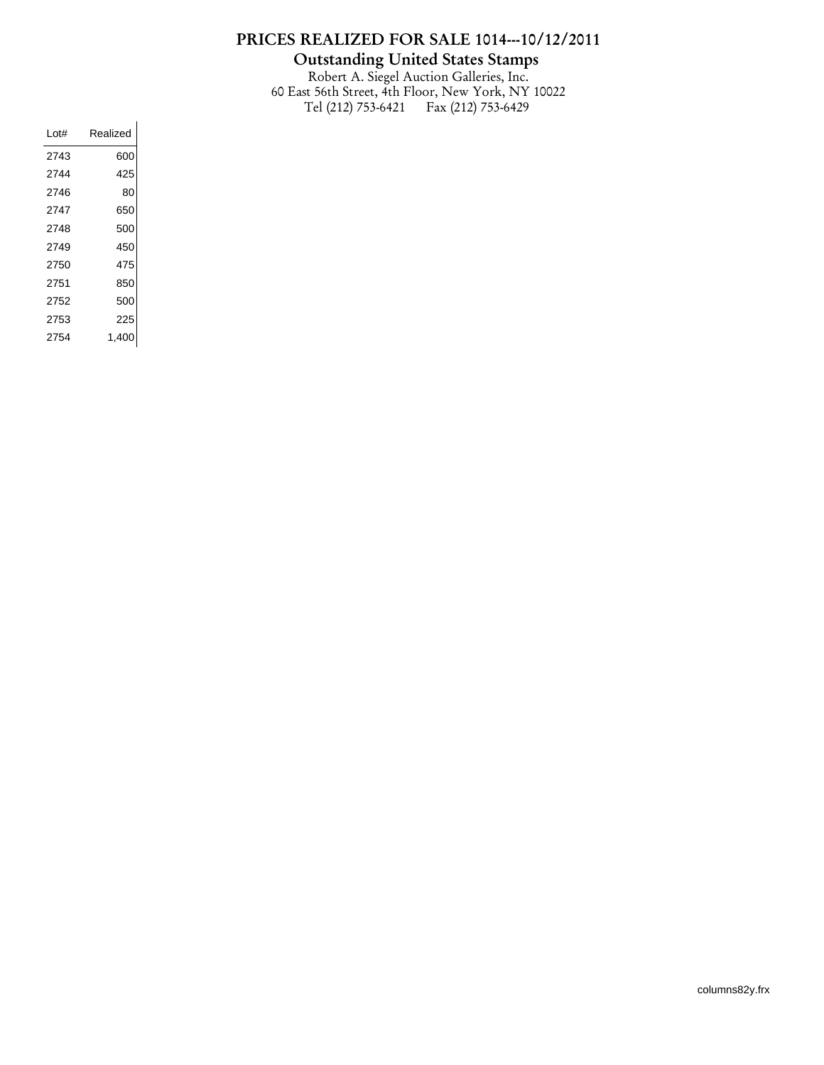# PRICES REALIZED FOR SALE 1014---10/12/2011

## Outstanding United States Stamps

Robert A. Siegel Auction Galleries, Inc.
60 East 56th Street, 4th Floor, New York, NY 10022
Tel (212) 753-6421 Fax (212) 753-6429

| Lot# | Realized |
|---|---|
| 2743 | 600 |
| 2744 | 425 |
| 2746 | 80 |
| 2747 | 650 |
| 2748 | 500 |
| 2749 | 450 |
| 2750 | 475 |
| 2751 | 850 |
| 2752 | 500 |
| 2753 | 225 |
| 2754 | 1,400 |